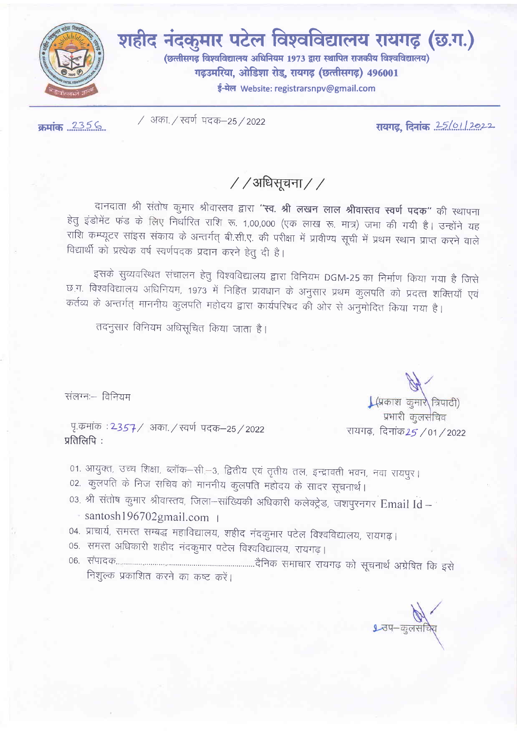# शहीद नंदकुमार पटेल विश्वविद्यालय रायगढ़ (छ.ग.)

**(छत्तीसगढ़ विश्वविद्यालय अधिनियम 1973 द्वारा स्थापित राजकीय विश्वविद्यालय)**

**गढ़उमरिया, ओडिशा रोड, रायगढ़ (छत्तीसगढ़) 496001**

**ई-मेल** Website: registrarsnpv@gmail.com

**क्रमांक** 2356 / अका. / स्वर्ण पदक–25 / 2022 **रायगढ़, दिनांक** 25/01/2022

## / / अधिसूचना / /

दानदाता श्री संतोष कुमार श्रीवास्तव द्वारा **"स्व. श्री लखन लाल श्रीवास्तव स्वर्ण पदक"** की स्थापना हेतु इंडोमेंट फंड के लिए निर्धारित राशि रू. 1,00,000 (एक लाख रू. मात्र) जमा की गयी है। उन्होंने यह राशि कम्प्यूटर सांइस संकाय के अन्तर्गत् बी.सी.ए. की परीक्षा में प्रावीण्य सूची में प्रथम स्थान प्राप्त करने वाले विद्यार्थी को प्रत्येक वर्ष स्वर्णपदक प्रदान करने हेतु दी है।

इसके सुव्यवस्थित संचालन हेतु विश्वविद्यालय द्वारा विनियम DGM-25 का निर्माण किया गया है जिसे छ.ग. विश्वविद्यालय अधिनियम, 1973 में निहित प्रावधान के अनुसार प्रथम कुलपति को प्रदत्त शक्तियाँ एवं कर्तव्य के अन्तर्गत् माननीय कुलपति महोदय द्वारा कार्यपरिषद की ओर से अनुमोदित किया गया है।

तदनुसार विनियम अधिसूचित किया जाता है।

संलग्नः– विनियम

(प्रकाश कुमार त्रिपाठी)
प्रभारी कुलसचिव

पृ.क्रमांक : 2357 / अका. / स्वर्ण पदक–25 / 2022 रायगढ़, दिनांक 25 / 01 / 2022

प्रतिलिपि :

01. आयुक्त, उच्च शिक्षा, ब्लॉक–सी–3, द्वितीय एवं तृतीय तल, इन्द्रावती भवन, नवा रायपुर।
02. कुलपति के निज सचिव को माननीय कुलपति महोदय के सादर सूचनार्थ।
03. श्री संतोष कुमार श्रीवास्तव, जिला–सांख्यिकी अधिकारी कलेक्ट्रेड, जशपुरनगर Email Id – santosh196702gmail.com ।
04. प्राचार्य, समस्त सम्बद्ध महाविद्यालय, शहीद नंदकुमार पटेल विश्वविद्यालय, रायगढ़।
05. समस्त अधिकारी शहीद नंदकुमार पटेल विश्वविद्यालय, रायगढ़।
06. संपादक.......................................................दैनिक समाचार रायगढ़ को सूचनार्थ अग्रेषित कि इसे निशुल्क प्रकाशित करने का कष्ट करें।

उप–कुलसचिव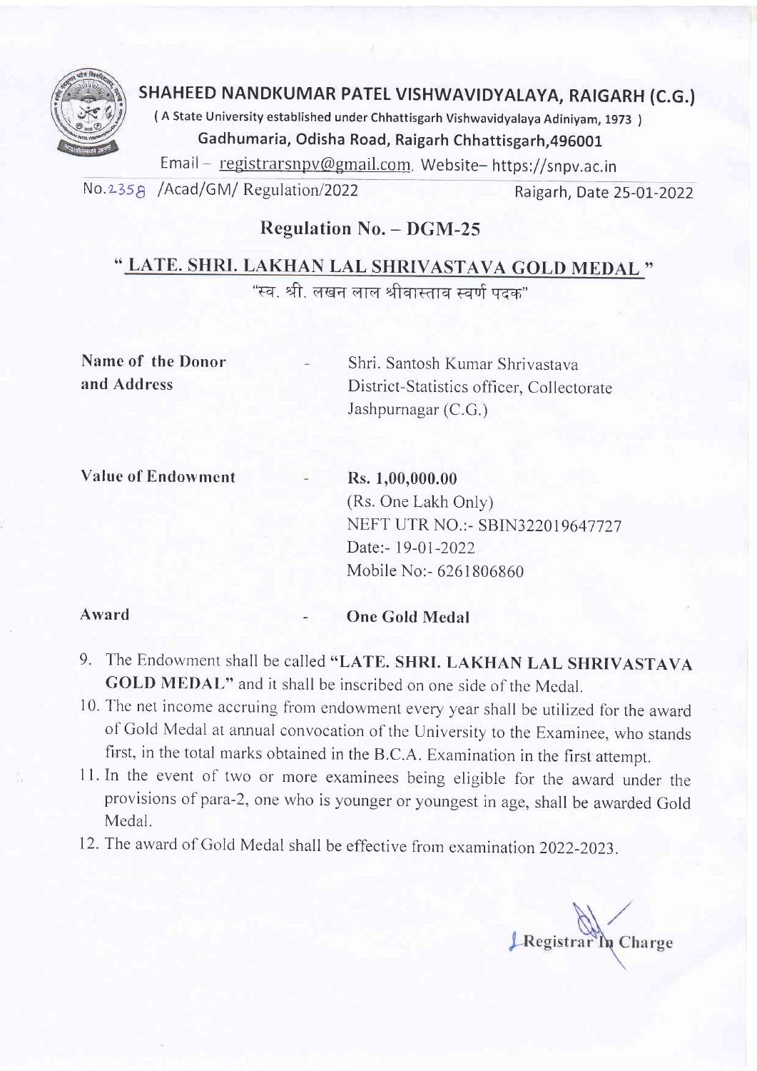# SHAHEED NANDKUMAR PATEL VISHWAVIDYALAYA, RAIGARH (C.G.)

( A State University established under Chhattisgarh Vishwavidyalaya Adiniyam, 1973 )

**Gadhumaria, Odisha Road, Raigarh Chhattisgarh,496001**

Email – registrarsnpv@gmail.com, Website– https://snpv.ac.in

No.2358 /Acad/GM/ Regulation/2022 Raigarh, Date 25-01-2022

## Regulation No. – DGM-25

## " LATE. SHRI. LAKHAN LAL SHRIVASTAVA GOLD MEDAL "

"स्व. श्री. लखन लाल श्रीवास्तव स्वर्ण पदक"

| | | |
|---|---|---|
| **Name of the Donor and Address** | - | Shri. Santosh Kumar Shrivastava<br>District-Statistics officer, Collectorate<br>Jashpurnagar (C.G.) |
| **Value of Endowment** | - | **Rs. 1,00,000.00**<br>(Rs. One Lakh Only)<br>NEFT UTR NO.:- SBIN322019647727<br>Date:- 19-01-2022<br>Mobile No:- 6261806860 |
| **Award** | - | **One Gold Medal** |

9. The Endowment shall be called **"LATE. SHRI. LAKHAN LAL SHRIVASTAVA GOLD MEDAL"** and it shall be inscribed on one side of the Medal.
10. The net income accruing from endowment every year shall be utilized for the award of Gold Medal at annual convocation of the University to the Examinee, who stands first, in the total marks obtained in the B.C.A. Examination in the first attempt.
11. In the event of two or more examinees being eligible for the award under the provisions of para-2, one who is younger or youngest in age, shall be awarded Gold Medal.
12. The award of Gold Medal shall be effective from examination 2022-2023.

Registrar In Charge